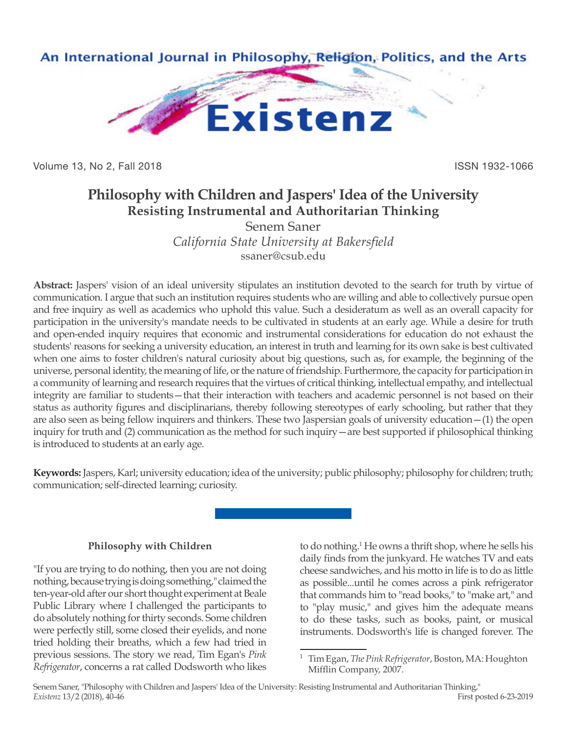# Philosophy with Children and Jaspers' Idea of the University

## Resisting Instrumental and Authoritarian Thinking

Senem Saner

*California State University at Bakersfield*

ssaner@csub.edu

**Abstract:** Jaspers' vision of an ideal university stipulates an institution devoted to the search for truth by virtue of communication. I argue that such an institution requires students who are willing and able to collectively pursue open and free inquiry as well as academics who uphold this value. Such a desideratum as well as an overall capacity for participation in the university's mandate needs to be cultivated in students at an early age. While a desire for truth and open-ended inquiry requires that economic and instrumental considerations for education do not exhaust the students' reasons for seeking a university education, an interest in truth and learning for its own sake is best cultivated when one aims to foster children's natural curiosity about big questions, such as, for example, the beginning of the universe, personal identity, the meaning of life, or the nature of friendship. Furthermore, the capacity for participation in a community of learning and research requires that the virtues of critical thinking, intellectual empathy, and intellectual integrity are familiar to students—that their interaction with teachers and academic personnel is not based on their status as authority figures and disciplinarians, thereby following stereotypes of early schooling, but rather that they are also seen as being fellow inquirers and thinkers. These two Jaspersian goals of university education—(1) the open inquiry for truth and (2) communication as the method for such inquiry—are best supported if philosophical thinking is introduced to students at an early age.

**Keywords:** Jaspers, Karl; university education; idea of the university; public philosophy; philosophy for children; truth; communication; self-directed learning; curiosity.

### Philosophy with Children

"If you are trying to do nothing, then you are not doing nothing, because trying is doing something," claimed the ten-year-old after our short thought experiment at Beale Public Library where I challenged the participants to do absolutely nothing for thirty seconds. Some children were perfectly still, some closed their eyelids, and none tried holding their breaths, which a few had tried in previous sessions. The story we read, Tim Egan's *Pink Refrigerator*, concerns a rat called Dodsworth who likes to do nothing.[1] He owns a thrift shop, where he sells his daily finds from the junkyard. He watches TV and eats cheese sandwiches, and his motto in life is to do as little as possible...until he comes across a pink refrigerator that commands him to "read books," to "make art," and to "play music," and gives him the adequate means to do these tasks, such as books, paint, or musical instruments. Dodsworth's life is changed forever. The

[1] Tim Egan, *The Pink Refrigerator*, Boston, MA: Houghton Mifflin Company, 2007.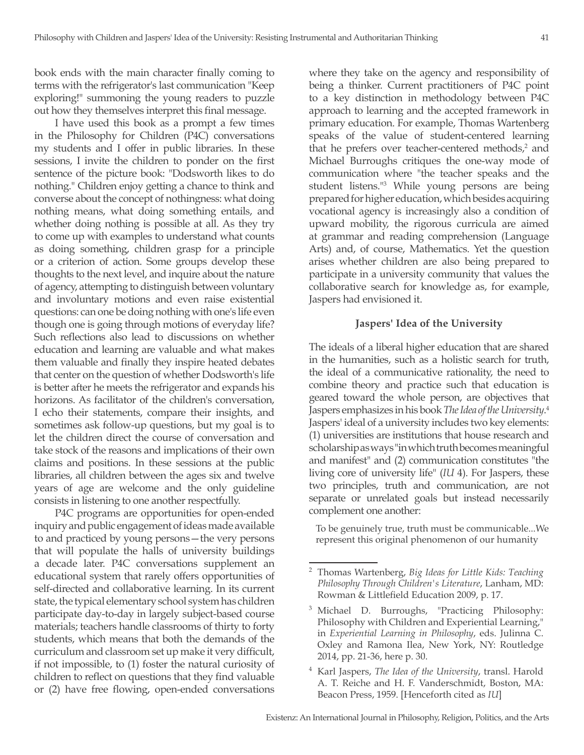book ends with the main character finally coming to terms with the refrigerator's last communication "Keep exploring!" summoning the young readers to puzzle out how they themselves interpret this final message.

I have used this book as a prompt a few times in the Philosophy for Children (P4C) conversations my students and I offer in public libraries. In these sessions, I invite the children to ponder on the first sentence of the picture book: "Dodsworth likes to do nothing." Children enjoy getting a chance to think and converse about the concept of nothingness: what doing nothing means, what doing something entails, and whether doing nothing is possible at all. As they try to come up with examples to understand what counts as doing something, children grasp for a principle or a criterion of action. Some groups develop these thoughts to the next level, and inquire about the nature of agency, attempting to distinguish between voluntary and involuntary motions and even raise existential questions: can one be doing nothing with one's life even though one is going through motions of everyday life? Such reflections also lead to discussions on whether education and learning are valuable and what makes them valuable and finally they inspire heated debates that center on the question of whether Dodsworth's life is better after he meets the refrigerator and expands his horizons. As facilitator of the children's conversation, I echo their statements, compare their insights, and sometimes ask follow-up questions, but my goal is to let the children direct the course of conversation and take stock of the reasons and implications of their own claims and positions. In these sessions at the public libraries, all children between the ages six and twelve years of age are welcome and the only guideline consists in listening to one another respectfully.

P4C programs are opportunities for open-ended inquiry and public engagement of ideas made available to and practiced by young persons—the very persons that will populate the halls of university buildings a decade later. P4C conversations supplement an educational system that rarely offers opportunities of self-directed and collaborative learning. In its current state, the typical elementary school system has children participate day-to-day in largely subject-based course materials; teachers handle classrooms of thirty to forty students, which means that both the demands of the curriculum and classroom set up make it very difficult, if not impossible, to (1) foster the natural curiosity of children to reflect on questions that they find valuable or (2) have free flowing, open-ended conversations where they take on the agency and responsibility of being a thinker. Current practitioners of P4C point to a key distinction in methodology between P4C approach to learning and the accepted framework in primary education. For example, Thomas Wartenberg speaks of the value of student-centered learning that he prefers over teacher-centered methods,[2] and Michael Burroughs critiques the one-way mode of communication where "the teacher speaks and the student listens."[3] While young persons are being prepared for higher education, which besides acquiring vocational agency is increasingly also a condition of upward mobility, the rigorous curricula are aimed at grammar and reading comprehension (Language Arts) and, of course, Mathematics. Yet the question arises whether children are also being prepared to participate in a university community that values the collaborative search for knowledge as, for example, Jaspers had envisioned it.

### Jaspers' Idea of the University

The ideals of a liberal higher education that are shared in the humanities, such as a holistic search for truth, the ideal of a communicative rationality, the need to combine theory and practice such that education is geared toward the whole person, are objectives that Jaspers emphasizes in his book *The Idea of the University*.[4] Jaspers' ideal of a university includes two key elements: (1) universities are institutions that house research and scholarship as ways "in which truth becomes meaningful and manifest" and (2) communication constitutes "the living core of university life" (*IU* 4). For Jaspers, these two principles, truth and communication, are not separate or unrelated goals but instead necessarily complement one another:

> To be genuinely true, truth must be communicable...We represent this original phenomenon of our humanity

---

[2] Thomas Wartenberg, *Big Ideas for Little Kids: Teaching Philosophy Through Children's Literature*, Lanham, MD: Rowman & Littlefield Education 2009, p. 17.

[3] Michael D. Burroughs, "Practicing Philosophy: Philosophy with Children and Experiential Learning," in *Experiential Learning in Philosophy*, eds. Julinna C. Oxley and Ramona Ilea, New York, NY: Routledge 2014, pp. 21-36, here p. 30.

[4] Karl Jaspers, *The Idea of the University*, transl. Harold A. T. Reiche and H. F. Vanderschmidt, Boston, MA: Beacon Press, 1959. [Henceforth cited as *IU*]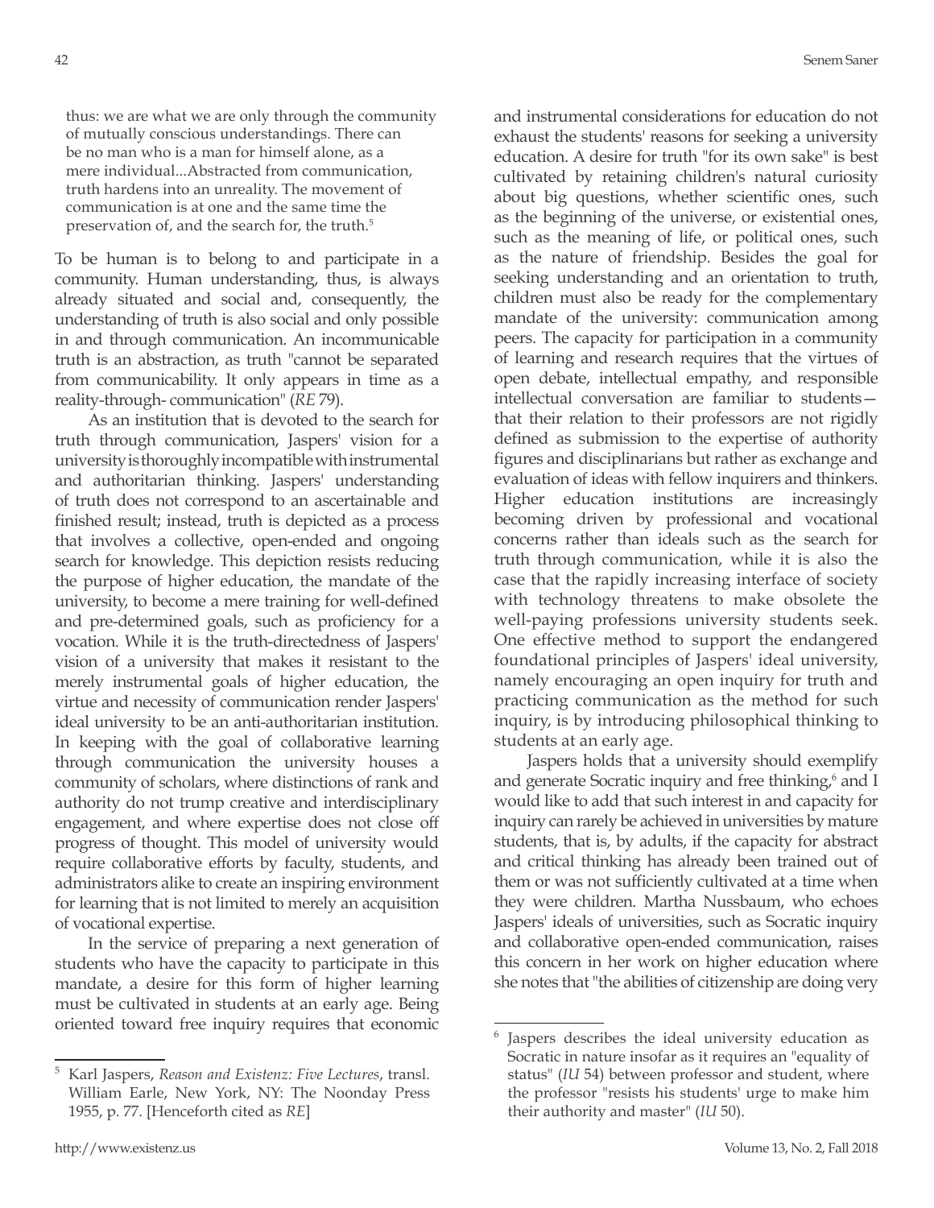> thus: we are what we are only through the community of mutually conscious understandings. There can be no man who is a man for himself alone, as a mere individual...Abstracted from communication, truth hardens into an unreality. The movement of communication is at one and the same time the preservation of, and the search for, the truth.[5]

To be human is to belong to and participate in a community. Human understanding, thus, is always already situated and social and, consequently, the understanding of truth is also social and only possible in and through communication. An incommunicable truth is an abstraction, as truth "cannot be separated from communicability. It only appears in time as a reality-through- communication" (*RE* 79).

As an institution that is devoted to the search for truth through communication, Jaspers' vision for a university is thoroughly incompatible with instrumental and authoritarian thinking. Jaspers' understanding of truth does not correspond to an ascertainable and finished result; instead, truth is depicted as a process that involves a collective, open-ended and ongoing search for knowledge. This depiction resists reducing the purpose of higher education, the mandate of the university, to become a mere training for well-defined and pre-determined goals, such as proficiency for a vocation. While it is the truth-directedness of Jaspers' vision of a university that makes it resistant to the merely instrumental goals of higher education, the virtue and necessity of communication render Jaspers' ideal university to be an anti-authoritarian institution. In keeping with the goal of collaborative learning through communication the university houses a community of scholars, where distinctions of rank and authority do not trump creative and interdisciplinary engagement, and where expertise does not close off progress of thought. This model of university would require collaborative efforts by faculty, students, and administrators alike to create an inspiring environment for learning that is not limited to merely an acquisition of vocational expertise.

In the service of preparing a next generation of students who have the capacity to participate in this mandate, a desire for this form of higher learning must be cultivated in students at an early age. Being oriented toward free inquiry requires that economic and instrumental considerations for education do not exhaust the students' reasons for seeking a university education. A desire for truth "for its own sake" is best cultivated by retaining children's natural curiosity about big questions, whether scientific ones, such as the beginning of the universe, or existential ones, such as the meaning of life, or political ones, such as the nature of friendship. Besides the goal for seeking understanding and an orientation to truth, children must also be ready for the complementary mandate of the university: communication among peers. The capacity for participation in a community of learning and research requires that the virtues of open debate, intellectual empathy, and responsible intellectual conversation are familiar to students—that their relation to their professors are not rigidly defined as submission to the expertise of authority figures and disciplinarians but rather as exchange and evaluation of ideas with fellow inquirers and thinkers. Higher education institutions are increasingly becoming driven by professional and vocational concerns rather than ideals such as the search for truth through communication, while it is also the case that the rapidly increasing interface of society with technology threatens to make obsolete the well-paying professions university students seek. One effective method to support the endangered foundational principles of Jaspers' ideal university, namely encouraging an open inquiry for truth and practicing communication as the method for such inquiry, is by introducing philosophical thinking to students at an early age.

Jaspers holds that a university should exemplify and generate Socratic inquiry and free thinking,[6] and I would like to add that such interest in and capacity for inquiry can rarely be achieved in universities by mature students, that is, by adults, if the capacity for abstract and critical thinking has already been trained out of them or was not sufficiently cultivated at a time when they were children. Martha Nussbaum, who echoes Jaspers' ideals of universities, such as Socratic inquiry and collaborative open-ended communication, raises this concern in her work on higher education where she notes that "the abilities of citizenship are doing very

---

[5] Karl Jaspers, *Reason and Existenz: Five Lectures*, transl. William Earle, New York, NY: The Noonday Press 1955, p. 77. [Henceforth cited as *RE*]

[6] Jaspers describes the ideal university education as Socratic in nature insofar as it requires an "equality of status" (*IU* 54) between professor and student, where the professor "resists his students' urge to make him their authority and master" (*IU* 50).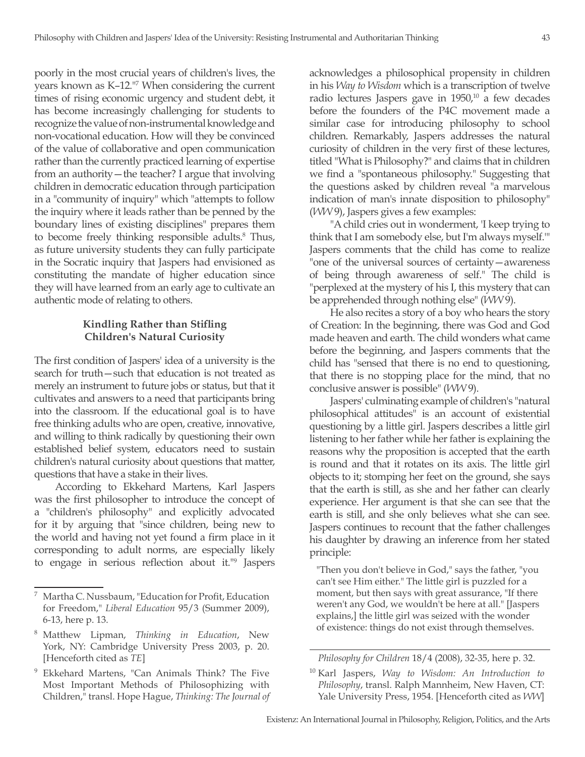poorly in the most crucial years of children's lives, the years known as K–12."[7] When considering the current times of rising economic urgency and student debt, it has become increasingly challenging for students to recognize the value of non-instrumental knowledge and non-vocational education. How will they be convinced of the value of collaborative and open communication rather than the currently practiced learning of expertise from an authority—the teacher? I argue that involving children in democratic education through participation in a "community of inquiry" which "attempts to follow the inquiry where it leads rather than be penned by the boundary lines of existing disciplines" prepares them to become freely thinking responsible adults.[8] Thus, as future university students they can fully participate in the Socratic inquiry that Jaspers had envisioned as constituting the mandate of higher education since they will have learned from an early age to cultivate an authentic mode of relating to others.

### Kindling Rather than Stifling Children's Natural Curiosity

The first condition of Jaspers' idea of a university is the search for truth—such that education is not treated as merely an instrument to future jobs or status, but that it cultivates and answers to a need that participants bring into the classroom. If the educational goal is to have free thinking adults who are open, creative, innovative, and willing to think radically by questioning their own established belief system, educators need to sustain children's natural curiosity about questions that matter, questions that have a stake in their lives.

According to Ekkehard Martens, Karl Jaspers was the first philosopher to introduce the concept of a "children's philosophy" and explicitly advocated for it by arguing that "since children, being new to the world and having not yet found a firm place in it corresponding to adult norms, are especially likely to engage in serious reflection about it."[9] Jaspers acknowledges a philosophical propensity in children in his *Way to Wisdom* which is a transcription of twelve radio lectures Jaspers gave in 1950,[10] a few decades before the founders of the P4C movement made a similar case for introducing philosophy to school children. Remarkably, Jaspers addresses the natural curiosity of children in the very first of these lectures, titled "What is Philosophy?" and claims that in children we find a "spontaneous philosophy." Suggesting that the questions asked by children reveal "a marvelous indication of man's innate disposition to philosophy" (*WW* 9), Jaspers gives a few examples:

"A child cries out in wonderment, 'I keep trying to think that I am somebody else, but I'm always myself.'" Jaspers comments that the child has come to realize "one of the universal sources of certainty—awareness of being through awareness of self." The child is "perplexed at the mystery of his I, this mystery that can be apprehended through nothing else" (*WW* 9).

He also recites a story of a boy who hears the story of Creation: In the beginning, there was God and God made heaven and earth. The child wonders what came before the beginning, and Jaspers comments that the child has "sensed that there is no end to questioning, that there is no stopping place for the mind, that no conclusive answer is possible" (*WW* 9).

Jaspers' culminating example of children's "natural philosophical attitudes" is an account of existential questioning by a little girl. Jaspers describes a little girl listening to her father while her father is explaining the reasons why the proposition is accepted that the earth is round and that it rotates on its axis. The little girl objects to it; stomping her feet on the ground, she says that the earth is still, as she and her father can clearly experience. Her argument is that she can see that the earth is still, and she only believes what she can see. Jaspers continues to recount that the father challenges his daughter by drawing an inference from her stated principle:

> "Then you don't believe in God," says the father, "you can't see Him either." The little girl is puzzled for a moment, but then says with great assurance, "If there weren't any God, we wouldn't be here at all." [Jaspers explains,] the little girl was seized with the wonder of existence: things do not exist through themselves.

---

[7] Martha C. Nussbaum, "Education for Profit, Education for Freedom," *Liberal Education* 95/3 (Summer 2009), 6-13, here p. 13.

[8] Matthew Lipman, *Thinking in Education*, New York, NY: Cambridge University Press 2003, p. 20. [Henceforth cited as *TE*]

[9] Ekkehard Martens, "Can Animals Think? The Five Most Important Methods of Philosophizing with Children," transl. Hope Hague, *Thinking: The Journal of Philosophy for Children* 18/4 (2008), 32-35, here p. 32.

[10] Karl Jaspers, *Way to Wisdom: An Introduction to Philosophy*, transl. Ralph Mannheim, New Haven, CT: Yale University Press, 1954. [Henceforth cited as *WW*]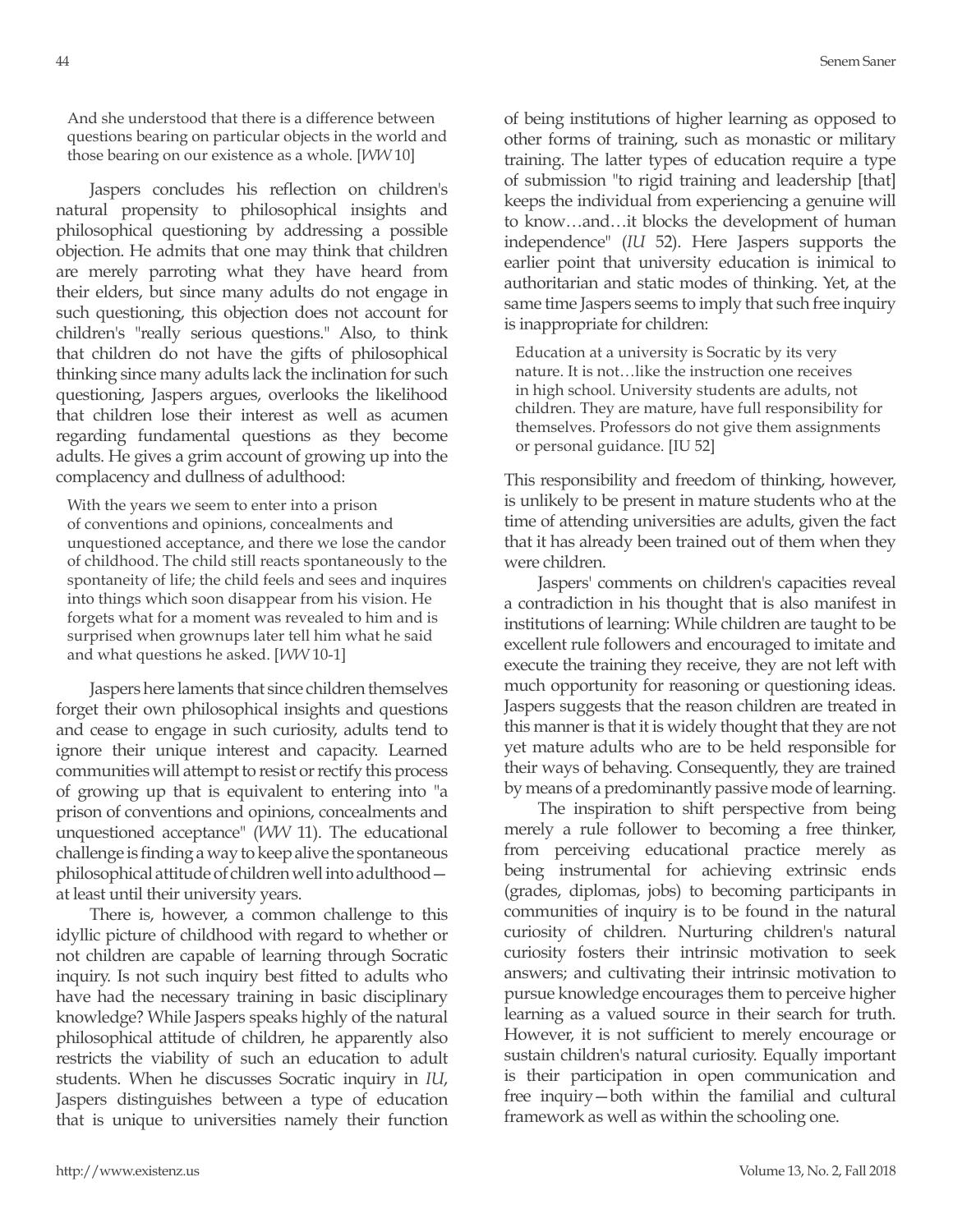> And she understood that there is a difference between questions bearing on particular objects in the world and those bearing on our existence as a whole. [*WW* 10]

Jaspers concludes his reflection on children's natural propensity to philosophical insights and philosophical questioning by addressing a possible objection. He admits that one may think that children are merely parroting what they have heard from their elders, but since many adults do not engage in such questioning, this objection does not account for children's "really serious questions." Also, to think that children do not have the gifts of philosophical thinking since many adults lack the inclination for such questioning, Jaspers argues, overlooks the likelihood that children lose their interest as well as acumen regarding fundamental questions as they become adults. He gives a grim account of growing up into the complacency and dullness of adulthood:

> With the years we seem to enter into a prison of conventions and opinions, concealments and unquestioned acceptance, and there we lose the candor of childhood. The child still reacts spontaneously to the spontaneity of life; the child feels and sees and inquires into things which soon disappear from his vision. He forgets what for a moment was revealed to him and is surprised when grownups later tell him what he said and what questions he asked. [*WW* 10-1]

Jaspers here laments that since children themselves forget their own philosophical insights and questions and cease to engage in such curiosity, adults tend to ignore their unique interest and capacity. Learned communities will attempt to resist or rectify this process of growing up that is equivalent to entering into "a prison of conventions and opinions, concealments and unquestioned acceptance" (*WW* 11). The educational challenge is finding a way to keep alive the spontaneous philosophical attitude of children well into adulthood—at least until their university years.

There is, however, a common challenge to this idyllic picture of childhood with regard to whether or not children are capable of learning through Socratic inquiry. Is not such inquiry best fitted to adults who have had the necessary training in basic disciplinary knowledge? While Jaspers speaks highly of the natural philosophical attitude of children, he apparently also restricts the viability of such an education to adult students. When he discusses Socratic inquiry in *IU*, Jaspers distinguishes between a type of education that is unique to universities namely their function of being institutions of higher learning as opposed to other forms of training, such as monastic or military training. The latter types of education require a type of submission "to rigid training and leadership [that] keeps the individual from experiencing a genuine will to know…and…it blocks the development of human independence" (*IU* 52). Here Jaspers supports the earlier point that university education is inimical to authoritarian and static modes of thinking. Yet, at the same time Jaspers seems to imply that such free inquiry is inappropriate for children:

> Education at a university is Socratic by its very nature. It is not…like the instruction one receives in high school. University students are adults, not children. They are mature, have full responsibility for themselves. Professors do not give them assignments or personal guidance. [IU 52]

This responsibility and freedom of thinking, however, is unlikely to be present in mature students who at the time of attending universities are adults, given the fact that it has already been trained out of them when they were children.

Jaspers' comments on children's capacities reveal a contradiction in his thought that is also manifest in institutions of learning: While children are taught to be excellent rule followers and encouraged to imitate and execute the training they receive, they are not left with much opportunity for reasoning or questioning ideas. Jaspers suggests that the reason children are treated in this manner is that it is widely thought that they are not yet mature adults who are to be held responsible for their ways of behaving. Consequently, they are trained by means of a predominantly passive mode of learning.

The inspiration to shift perspective from being merely a rule follower to becoming a free thinker, from perceiving educational practice merely as being instrumental for achieving extrinsic ends (grades, diplomas, jobs) to becoming participants in communities of inquiry is to be found in the natural curiosity of children. Nurturing children's natural curiosity fosters their intrinsic motivation to seek answers; and cultivating their intrinsic motivation to pursue knowledge encourages them to perceive higher learning as a valued source in their search for truth. However, it is not sufficient to merely encourage or sustain children's natural curiosity. Equally important is their participation in open communication and free inquiry—both within the familial and cultural framework as well as within the schooling one.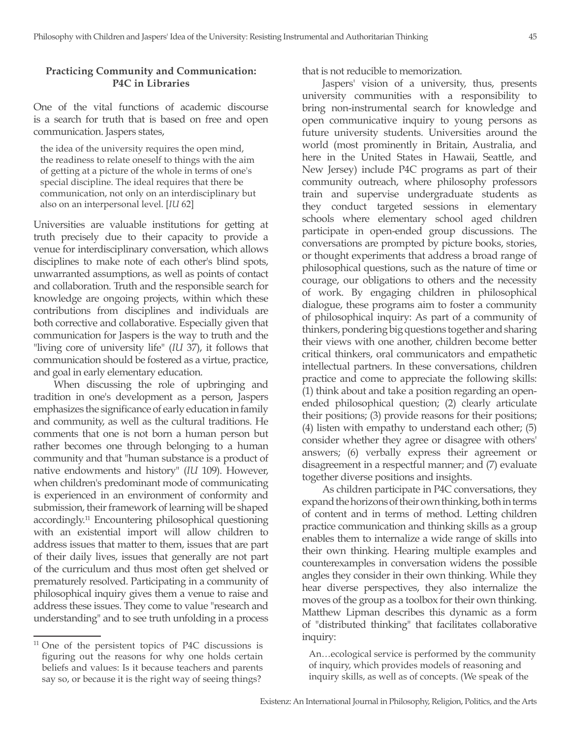### Practicing Community and Communication: P4C in Libraries

One of the vital functions of academic discourse is a search for truth that is based on free and open communication. Jaspers states,

> the idea of the university requires the open mind, the readiness to relate oneself to things with the aim of getting at a picture of the whole in terms of one's special discipline. The ideal requires that there be communication, not only on an interdisciplinary but also on an interpersonal level. [*IU* 62]

Universities are valuable institutions for getting at truth precisely due to their capacity to provide a venue for interdisciplinary conversation, which allows disciplines to make note of each other's blind spots, unwarranted assumptions, as well as points of contact and collaboration. Truth and the responsible search for knowledge are ongoing projects, within which these contributions from disciplines and individuals are both corrective and collaborative. Especially given that communication for Jaspers is the way to truth and the "living core of university life" (*IU* 37), it follows that communication should be fostered as a virtue, practice, and goal in early elementary education.

When discussing the role of upbringing and tradition in one's development as a person, Jaspers emphasizes the significance of early education in family and community, as well as the cultural traditions. He comments that one is not born a human person but rather becomes one through belonging to a human community and that "human substance is a product of native endowments and history" (*IU* 109). However, when children's predominant mode of communicating is experienced in an environment of conformity and submission, their framework of learning will be shaped accordingly.[11] Encountering philosophical questioning with an existential import will allow children to address issues that matter to them, issues that are part of their daily lives, issues that generally are not part of the curriculum and thus most often get shelved or prematurely resolved. Participating in a community of philosophical inquiry gives them a venue to raise and address these issues. They come to value "research and understanding" and to see truth unfolding in a process that is not reducible to memorization.

Jaspers' vision of a university, thus, presents university communities with a responsibility to bring non-instrumental search for knowledge and open communicative inquiry to young persons as future university students. Universities around the world (most prominently in Britain, Australia, and here in the United States in Hawaii, Seattle, and New Jersey) include P4C programs as part of their community outreach, where philosophy professors train and supervise undergraduate students as they conduct targeted sessions in elementary schools where elementary school aged children participate in open-ended group discussions. The conversations are prompted by picture books, stories, or thought experiments that address a broad range of philosophical questions, such as the nature of time or courage, our obligations to others and the necessity of work. By engaging children in philosophical dialogue, these programs aim to foster a community of philosophical inquiry: As part of a community of thinkers, pondering big questions together and sharing their views with one another, children become better critical thinkers, oral communicators and empathetic intellectual partners. In these conversations, children practice and come to appreciate the following skills: (1) think about and take a position regarding an open-ended philosophical question; (2) clearly articulate their positions; (3) provide reasons for their positions; (4) listen with empathy to understand each other; (5) consider whether they agree or disagree with others' answers; (6) verbally express their agreement or disagreement in a respectful manner; and (7) evaluate together diverse positions and insights.

As children participate in P4C conversations, they expand the horizons of their own thinking, both in terms of content and in terms of method. Letting children practice communication and thinking skills as a group enables them to internalize a wide range of skills into their own thinking. Hearing multiple examples and counterexamples in conversation widens the possible angles they consider in their own thinking. While they hear diverse perspectives, they also internalize the moves of the group as a toolbox for their own thinking. Matthew Lipman describes this dynamic as a form of "distributed thinking" that facilitates collaborative inquiry:

> An…ecological service is performed by the community of inquiry, which provides models of reasoning and inquiry skills, as well as of concepts. (We speak of the

[11] One of the persistent topics of P4C discussions is figuring out the reasons for why one holds certain beliefs and values: Is it because teachers and parents say so, or because it is the right way of seeing things?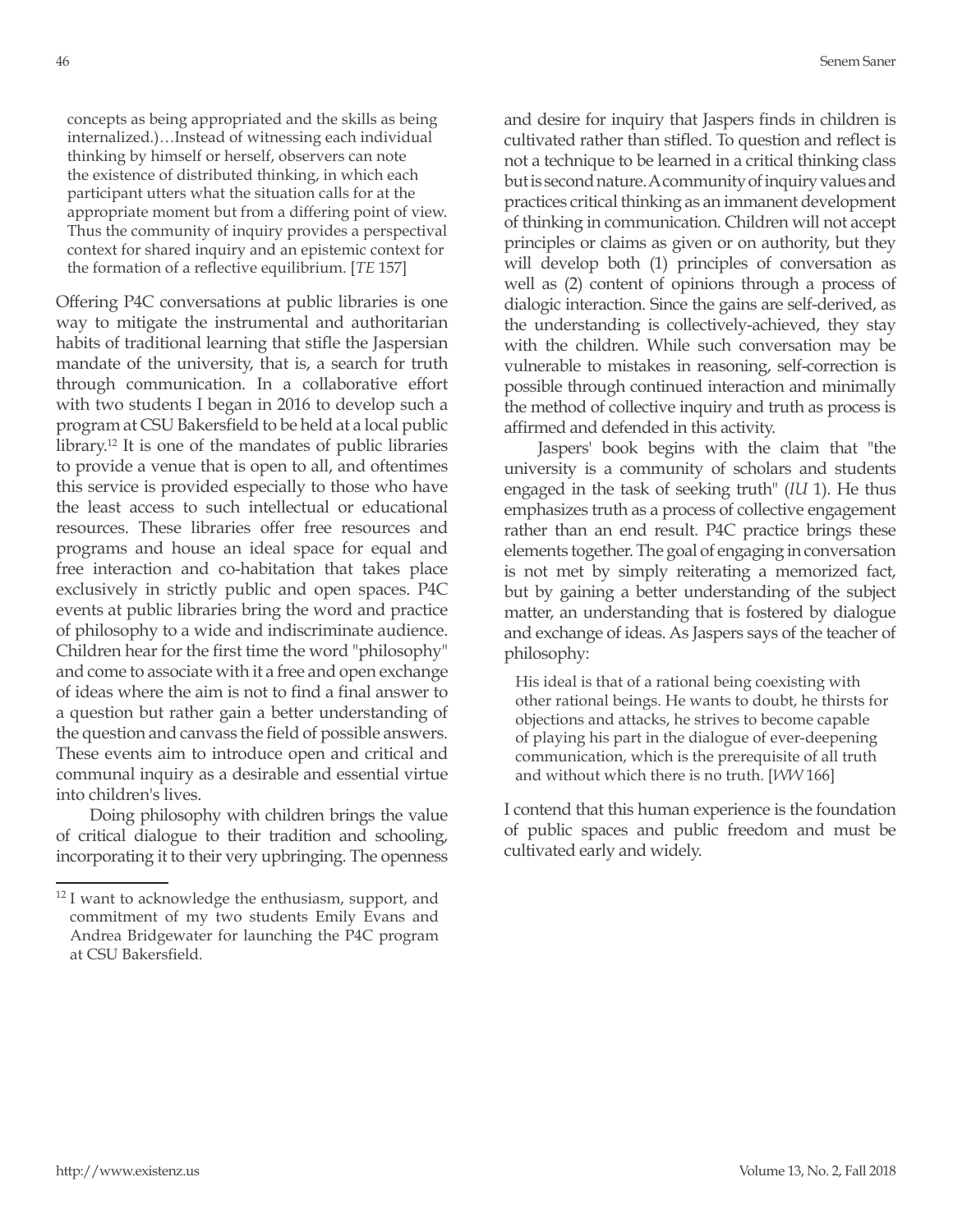> concepts as being appropriated and the skills as being internalized.)…Instead of witnessing each individual thinking by himself or herself, observers can note the existence of distributed thinking, in which each participant utters what the situation calls for at the appropriate moment but from a differing point of view. Thus the community of inquiry provides a perspectival context for shared inquiry and an epistemic context for the formation of a reflective equilibrium. [*TE* 157]

Offering P4C conversations at public libraries is one way to mitigate the instrumental and authoritarian habits of traditional learning that stifle the Jaspersian mandate of the university, that is, a search for truth through communication. In a collaborative effort with two students I began in 2016 to develop such a program at CSU Bakersfield to be held at a local public library.[12] It is one of the mandates of public libraries to provide a venue that is open to all, and oftentimes this service is provided especially to those who have the least access to such intellectual or educational resources. These libraries offer free resources and programs and house an ideal space for equal and free interaction and co-habitation that takes place exclusively in strictly public and open spaces. P4C events at public libraries bring the word and practice of philosophy to a wide and indiscriminate audience. Children hear for the first time the word "philosophy" and come to associate with it a free and open exchange of ideas where the aim is not to find a final answer to a question but rather gain a better understanding of the question and canvass the field of possible answers. These events aim to introduce open and critical and communal inquiry as a desirable and essential virtue into children's lives.

Doing philosophy with children brings the value of critical dialogue to their tradition and schooling, incorporating it to their very upbringing. The openness and desire for inquiry that Jaspers finds in children is cultivated rather than stifled. To question and reflect is not a technique to be learned in a critical thinking class but is second nature. A community of inquiry values and practices critical thinking as an immanent development of thinking in communication. Children will not accept principles or claims as given or on authority, but they will develop both (1) principles of conversation as well as (2) content of opinions through a process of dialogic interaction. Since the gains are self-derived, as the understanding is collectively-achieved, they stay with the children. While such conversation may be vulnerable to mistakes in reasoning, self-correction is possible through continued interaction and minimally the method of collective inquiry and truth as process is affirmed and defended in this activity.

Jaspers' book begins with the claim that "the university is a community of scholars and students engaged in the task of seeking truth" (*IU* 1). He thus emphasizes truth as a process of collective engagement rather than an end result. P4C practice brings these elements together. The goal of engaging in conversation is not met by simply reiterating a memorized fact, but by gaining a better understanding of the subject matter, an understanding that is fostered by dialogue and exchange of ideas. As Jaspers says of the teacher of philosophy:

> His ideal is that of a rational being coexisting with other rational beings. He wants to doubt, he thirsts for objections and attacks, he strives to become capable of playing his part in the dialogue of ever-deepening communication, which is the prerequisite of all truth and without which there is no truth. [*WW* 166]

I contend that this human experience is the foundation of public spaces and public freedom and must be cultivated early and widely.

---

[12] I want to acknowledge the enthusiasm, support, and commitment of my two students Emily Evans and Andrea Bridgewater for launching the P4C program at CSU Bakersfield.